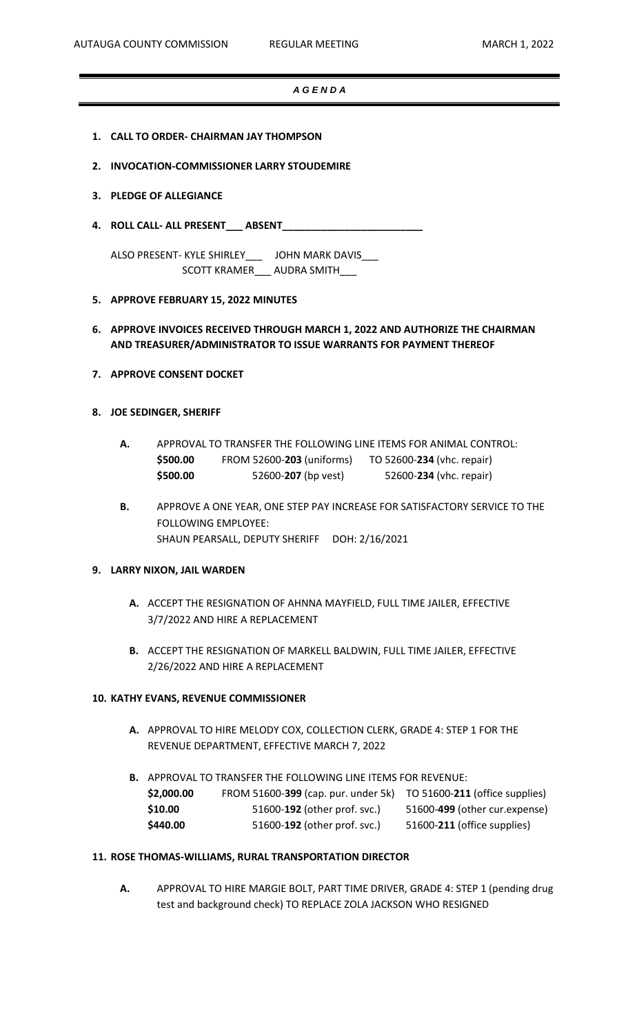# *AGENDA*

1. **CALL TO ORDER- CHAIRMAN JAY THOMPSON**

2. **INVOCATION-COMMISSIONER LARRY STOUDEMIRE**

3. **PLEDGE OF ALLEGIANCE**

4. **ROLL CALL- ALL PRESENT___ ABSENT_________________________**

   ALSO PRESENT- KYLE SHIRLEY___ JOHN MARK DAVIS___
   SCOTT KRAMER___ AUDRA SMITH___

5. **APPROVE FEBRUARY 15, 2022 MINUTES**

6. **APPROVE INVOICES RECEIVED THROUGH MARCH 1, 2022 AND AUTHORIZE THE CHAIRMAN AND TREASURER/ADMINISTRATOR TO ISSUE WARRANTS FOR PAYMENT THEREOF**

7. **APPROVE CONSENT DOCKET**

8. **JOE SEDINGER, SHERIFF**

   **A.** APPROVAL TO TRANSFER THE FOLLOWING LINE ITEMS FOR ANIMAL CONTROL:

   | | | |
   |---|---|---|
   | **$500.00** | FROM 52600-**203** (uniforms) | TO 52600-**234** (vhc. repair) |
   | **$500.00** | 52600-**207** (bp vest) | 52600-**234** (vhc. repair) |

   **B.** APPROVE A ONE YEAR, ONE STEP PAY INCREASE FOR SATISFACTORY SERVICE TO THE FOLLOWING EMPLOYEE:
   SHAUN PEARSALL, DEPUTY SHERIFF DOH: 2/16/2021

9. **LARRY NIXON, JAIL WARDEN**

   **A.** ACCEPT THE RESIGNATION OF AHNNA MAYFIELD, FULL TIME JAILER, EFFECTIVE 3/7/2022 AND HIRE A REPLACEMENT

   **B.** ACCEPT THE RESIGNATION OF MARKELL BALDWIN, FULL TIME JAILER, EFFECTIVE 2/26/2022 AND HIRE A REPLACEMENT

10. **KATHY EVANS, REVENUE COMMISSIONER**

    **A.** APPROVAL TO HIRE MELODY COX, COLLECTION CLERK, GRADE 4: STEP 1 FOR THE REVENUE DEPARTMENT, EFFECTIVE MARCH 7, 2022

    **B.** APPROVAL TO TRANSFER THE FOLLOWING LINE ITEMS FOR REVENUE:

    | | | |
    |---|---|---|
    | **$2,000.00** | FROM 51600-**399** (cap. pur. under 5k) | TO 51600-**211** (office supplies) |
    | **$10.00** | 51600-**192** (other prof. svc.) | 51600-**499** (other cur.expense) |
    | **$440.00** | 51600-**192** (other prof. svc.) | 51600-**211** (office supplies) |

11. **ROSE THOMAS-WILLIAMS, RURAL TRANSPORTATION DIRECTOR**

    **A.** APPROVAL TO HIRE MARGIE BOLT, PART TIME DRIVER, GRADE 4: STEP 1 (pending drug test and background check) TO REPLACE ZOLA JACKSON WHO RESIGNED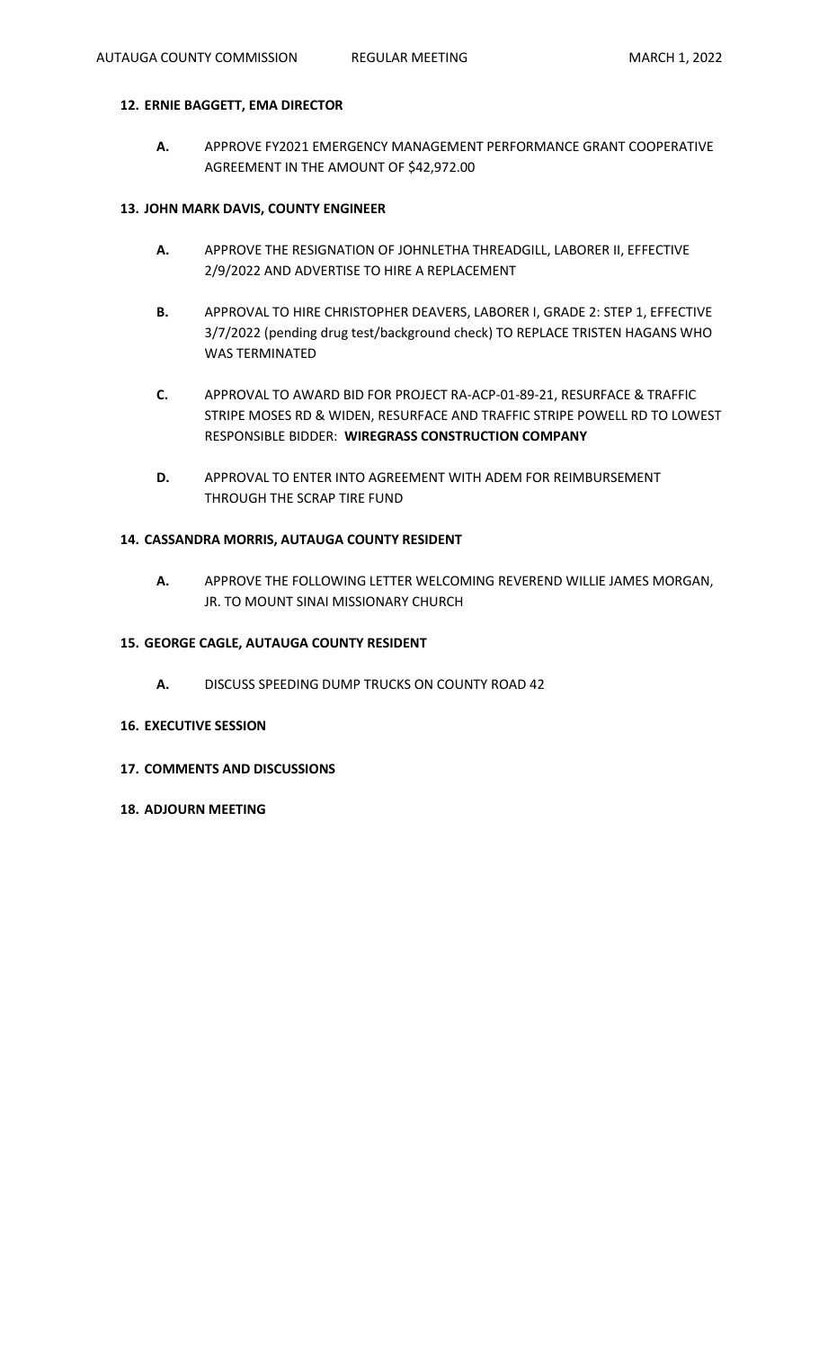**12. ERNIE BAGGETT, EMA DIRECTOR**

- **A.** APPROVE FY2021 EMERGENCY MANAGEMENT PERFORMANCE GRANT COOPERATIVE AGREEMENT IN THE AMOUNT OF $42,972.00

**13. JOHN MARK DAVIS, COUNTY ENGINEER**

- **A.** APPROVE THE RESIGNATION OF JOHNLETHA THREADGILL, LABORER II, EFFECTIVE 2/9/2022 AND ADVERTISE TO HIRE A REPLACEMENT

- **B.** APPROVAL TO HIRE CHRISTOPHER DEAVERS, LABORER I, GRADE 2: STEP 1, EFFECTIVE 3/7/2022 (pending drug test/background check) TO REPLACE TRISTEN HAGANS WHO WAS TERMINATED

- **C.** APPROVAL TO AWARD BID FOR PROJECT RA-ACP-01-89-21, RESURFACE & TRAFFIC STRIPE MOSES RD & WIDEN, RESURFACE AND TRAFFIC STRIPE POWELL RD TO LOWEST RESPONSIBLE BIDDER: **WIREGRASS CONSTRUCTION COMPANY**

- **D.** APPROVAL TO ENTER INTO AGREEMENT WITH ADEM FOR REIMBURSEMENT THROUGH THE SCRAP TIRE FUND

**14. CASSANDRA MORRIS, AUTAUGA COUNTY RESIDENT**

- **A.** APPROVE THE FOLLOWING LETTER WELCOMING REVEREND WILLIE JAMES MORGAN, JR. TO MOUNT SINAI MISSIONARY CHURCH

**15. GEORGE CAGLE, AUTAUGA COUNTY RESIDENT**

- **A.** DISCUSS SPEEDING DUMP TRUCKS ON COUNTY ROAD 42

**16. EXECUTIVE SESSION**

**17. COMMENTS AND DISCUSSIONS**

**18. ADJOURN MEETING**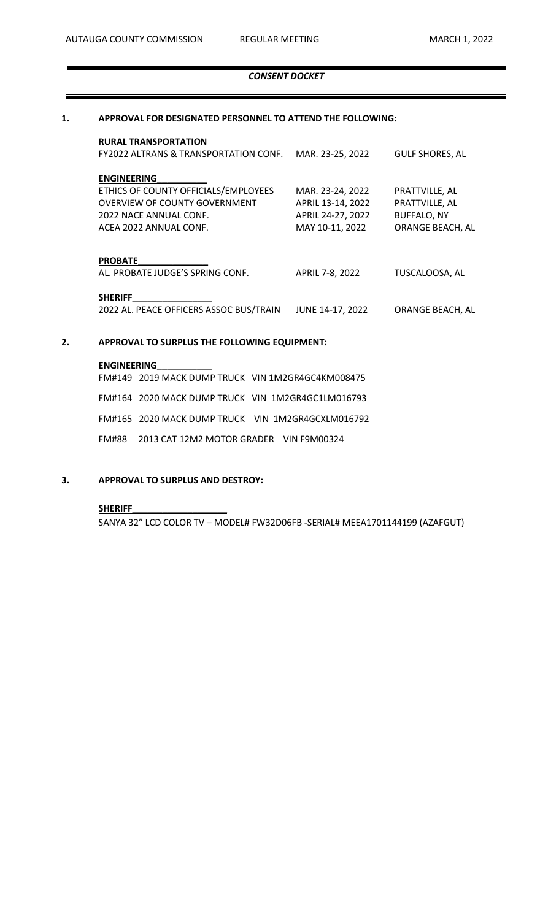***CONSENT DOCKET***

**1. APPROVAL FOR DESIGNATED PERSONNEL TO ATTEND THE FOLLOWING:**

| | | |
|---|---|---|
| **RURAL TRANSPORTATION** | | |
| FY2022 ALTRANS & TRANSPORTATION CONF. | MAR. 23-25, 2022 | GULF SHORES, AL |
| **ENGINEERING** | | |
| ETHICS OF COUNTY OFFICIALS/EMPLOYEES | MAR. 23-24, 2022 | PRATTVILLE, AL |
| OVERVIEW OF COUNTY GOVERNMENT | APRIL 13-14, 2022 | PRATTVILLE, AL |
| 2022 NACE ANNUAL CONF. | APRIL 24-27, 2022 | BUFFALO, NY |
| ACEA 2022 ANNUAL CONF. | MAY 10-11, 2022 | ORANGE BEACH, AL |
| **PROBATE** | | |
| AL. PROBATE JUDGE'S SPRING CONF. | APRIL 7-8, 2022 | TUSCALOOSA, AL |
| **SHERIFF** | | |
| 2022 AL. PEACE OFFICERS ASSOC BUS/TRAIN | JUNE 14-17, 2022 | ORANGE BEACH, AL |

**2. APPROVAL TO SURPLUS THE FOLLOWING EQUIPMENT:**

**ENGINEERING**

FM#149 2019 MACK DUMP TRUCK VIN 1M2GR4GC4KM008475

FM#164 2020 MACK DUMP TRUCK VIN 1M2GR4GC1LM016793

FM#165 2020 MACK DUMP TRUCK VIN 1M2GR4GCXLM016792

FM#88 2013 CAT 12M2 MOTOR GRADER VIN F9M00324

**3. APPROVAL TO SURPLUS AND DESTROY:**

**SHERIFF**

SANYA 32" LCD COLOR TV – MODEL# FW32D06FB -SERIAL# MEEA1701144199 (AZAFGUT)